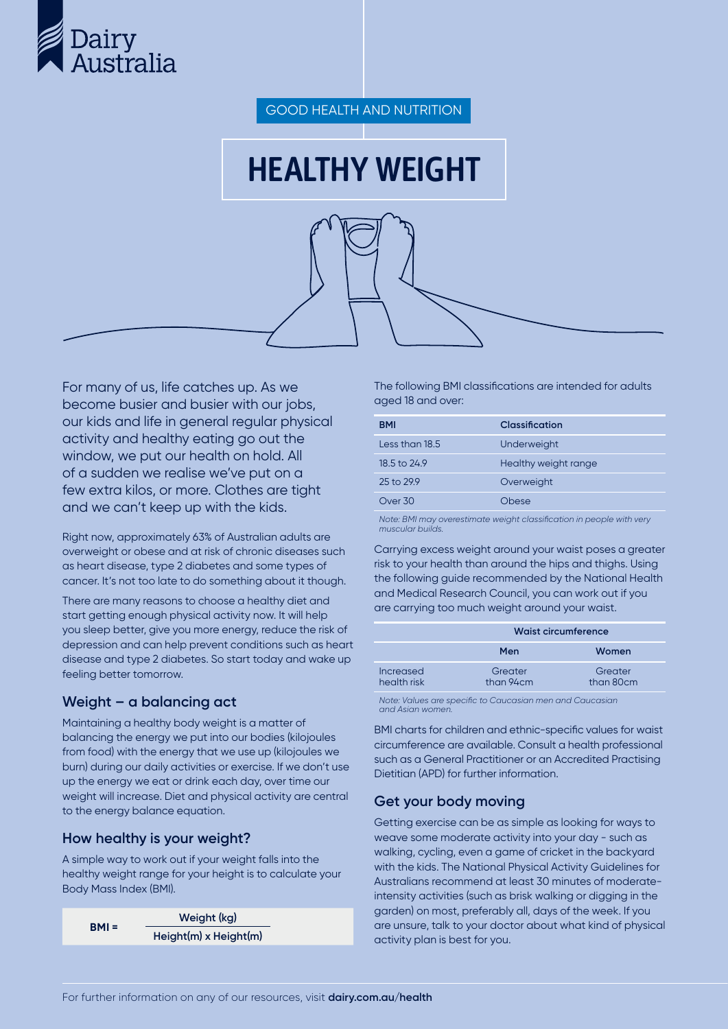Dairy Australia

GOOD HEALTH AND NUTRITION

# HEALTHY WEIGHT

For many of us, life catches up. As we become busier and busier with our jobs, our kids and life in general regular physical activity and healthy eating go out the window, we put our health on hold. All of a sudden we realise we've put on a few extra kilos, or more. Clothes are tight and we can't keep up with the kids.

Right now, approximately 63% of Australian adults are overweight or obese and at risk of chronic diseases such as heart disease, type 2 diabetes and some types of cancer. It's not too late to do something about it though.

There are many reasons to choose a healthy diet and start getting enough physical activity now. It will help you sleep better, give you more energy, reduce the risk of depression and can help prevent conditions such as heart disease and type 2 diabetes. So start today and wake up feeling better tomorrow.

## Weight – a balancing act

Maintaining a healthy body weight is a matter of balancing the energy we put into our bodies (kilojoules from food) with the energy that we use up (kilojoules we burn) during our daily activities or exercise. If we don't use up the energy we eat or drink each day, over time our weight will increase. Diet and physical activity are central to the energy balance equation.

## How healthy is your weight?

A simple way to work out if your weight falls into the healthy weight range for your height is to calculate your Body Mass Index (BMI).

$$\text{BMI} = \frac{\text{Weight (kg)}}{\text{Height(m)} \times \text{Height(m)}}$$

The following BMI classifications are intended for adults aged 18 and over:

| BMI | Classification |
|---|---|
| Less than 18.5 | Underweight |
| 18.5 to 24.9 | Healthy weight range |
| 25 to 29.9 | Overweight |
| Over 30 | Obese |

*Note: BMI may overestimate weight classification in people with very muscular builds.*

Carrying excess weight around your waist poses a greater risk to your health than around the hips and thighs. Using the following guide recommended by the National Health and Medical Research Council, you can work out if you are carrying too much weight around your waist.

| | Waist circumference | |
|---|---|---|
| | Men | Women |
| Increased health risk | Greater than 94cm | Greater than 80cm |

*Note: Values are specific to Caucasian men and Caucasian and Asian women.*

BMI charts for children and ethnic-specific values for waist circumference are available. Consult a health professional such as a General Practitioner or an Accredited Practising Dietitian (APD) for further information.

## Get your body moving

Getting exercise can be as simple as looking for ways to weave some moderate activity into your day - such as walking, cycling, even a game of cricket in the backyard with the kids. The National Physical Activity Guidelines for Australians recommend at least 30 minutes of moderate-intensity activities (such as brisk walking or digging in the garden) on most, preferably all, days of the week. If you are unsure, talk to your doctor about what kind of physical activity plan is best for you.

For further information on any of our resources, visit **dairy.com.au/health**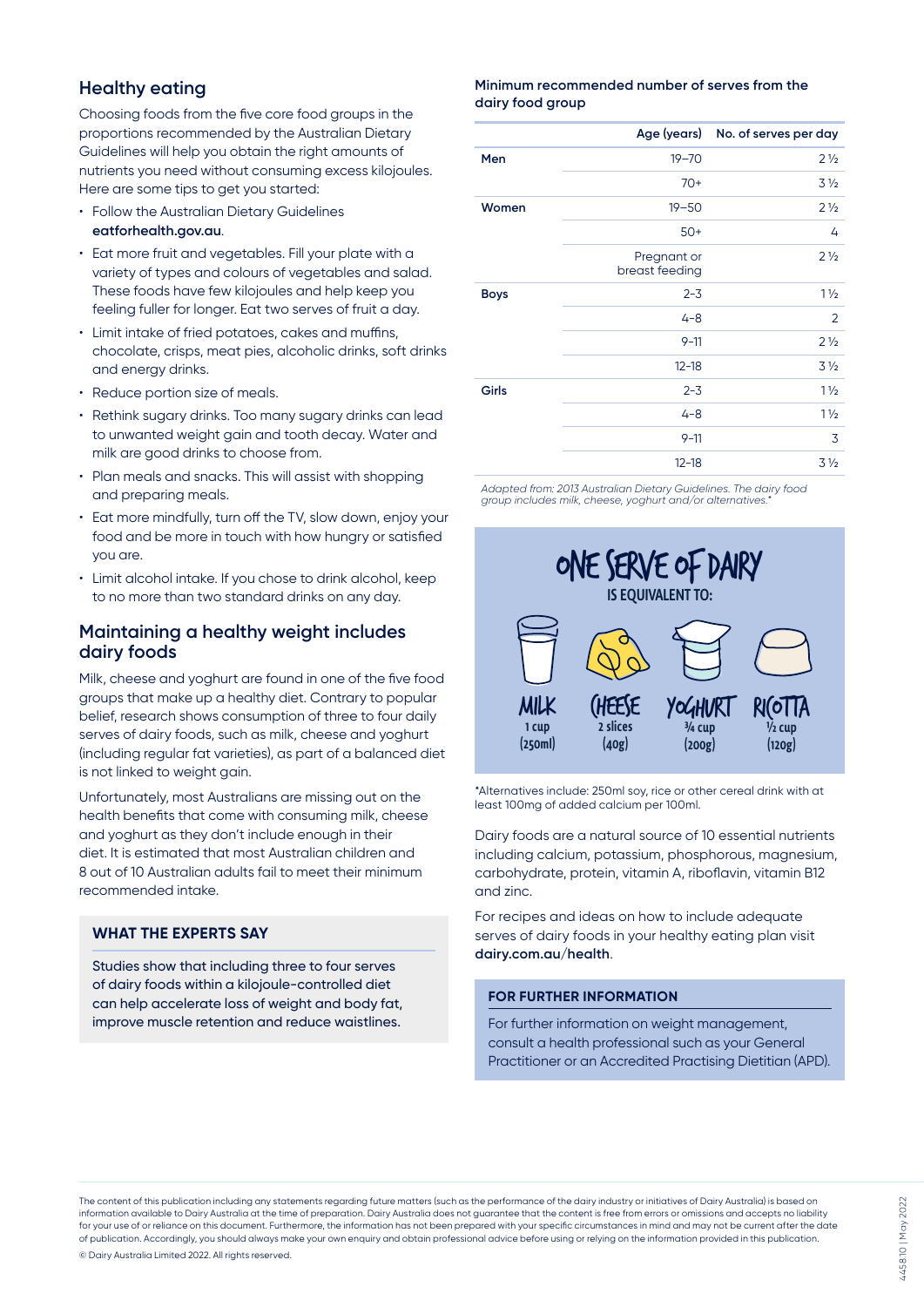## Healthy eating

Choosing foods from the five core food groups in the proportions recommended by the Australian Dietary Guidelines will help you obtain the right amounts of nutrients you need without consuming excess kilojoules. Here are some tips to get you started:

- Follow the Australian Dietary Guidelines **eatforhealth.gov.au**.
- Eat more fruit and vegetables. Fill your plate with a variety of types and colours of vegetables and salad. These foods have few kilojoules and help keep you feeling fuller for longer. Eat two serves of fruit a day.
- Limit intake of fried potatoes, cakes and muffins, chocolate, crisps, meat pies, alcoholic drinks, soft drinks and energy drinks.
- Reduce portion size of meals.
- Rethink sugary drinks. Too many sugary drinks can lead to unwanted weight gain and tooth decay. Water and milk are good drinks to choose from.
- Plan meals and snacks. This will assist with shopping and preparing meals.
- Eat more mindfully, turn off the TV, slow down, enjoy your food and be more in touch with how hungry or satisfied you are.
- Limit alcohol intake. If you chose to drink alcohol, keep to no more than two standard drinks on any day.

## Maintaining a healthy weight includes dairy foods

Milk, cheese and yoghurt are found in one of the five food groups that make up a healthy diet. Contrary to popular belief, research shows consumption of three to four daily serves of dairy foods, such as milk, cheese and yoghurt (including regular fat varieties), as part of a balanced diet is not linked to weight gain.

Unfortunately, most Australians are missing out on the health benefits that come with consuming milk, cheese and yoghurt as they don't include enough in their diet. It is estimated that most Australian children and 8 out of 10 Australian adults fail to meet their minimum recommended intake.

### WHAT THE EXPERTS SAY

Studies show that including three to four serves of dairy foods within a kilojoule-controlled diet can help accelerate loss of weight and body fat, improve muscle retention and reduce waistlines.

### Minimum recommended number of serves from the dairy food group

| | Age (years) | No. of serves per day |
|---|---|---|
| Men | 19–70 | 2½ |
| | 70+ | 3½ |
| Women | 19–50 | 2½ |
| | 50+ | 4 |
| | Pregnant or breast feeding | 2½ |
| Boys | 2–3 | 1½ |
| | 4–8 | 2 |
| | 9–11 | 2½ |
| | 12–18 | 3½ |
| Girls | 2–3 | 1½ |
| | 4–8 | 1½ |
| | 9–11 | 3 |
| | 12–18 | 3½ |

*Adapted from: 2013 Australian Dietary Guidelines. The dairy food group includes milk, cheese, yoghurt and/or alternatives.**

**ONE SERVE OF DAIRY IS EQUIVALENT TO:**

MILK 1 cup (250ml)

CHEESE 2 slices (40g)

YOGHURT ¾ cup (200g)

RICOTTA ½ cup (120g)

*Alternatives include: 250ml soy, rice or other cereal drink with at least 100mg of added calcium per 100ml.

Dairy foods are a natural source of 10 essential nutrients including calcium, potassium, phosphorous, magnesium, carbohydrate, protein, vitamin A, riboflavin, vitamin B12 and zinc.

For recipes and ideas on how to include adequate serves of dairy foods in your healthy eating plan visit **dairy.com.au/health**.

### FOR FURTHER INFORMATION

For further information on weight management, consult a health professional such as your General Practitioner or an Accredited Practising Dietitian (APD).

The content of this publication including any statements regarding future matters (such as the performance of the dairy industry or initiatives of Dairy Australia) is based on information available to Dairy Australia at the time of preparation. Dairy Australia does not guarantee that the content is free from errors or omissions and accepts no liability for your use of or reliance on this document. Furthermore, the information has not been prepared with your specific circumstances in mind and may not be current after the date of publication. Accordingly, you should always make your own enquiry and obtain professional advice before using or relying on the information provided in this publication.

© Dairy Australia Limited 2022. All rights reserved.

4458.10 | May 2022